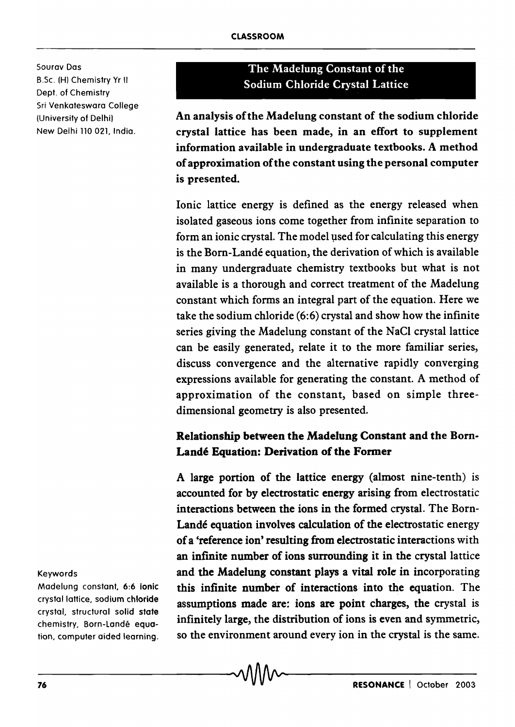Sourav Das
B.Sc. (H) Chemistry Yr II
Dept. of Chemistry
Sri Venkateswara College
(University of Delhi)
New Delhi 110 021, India.

# The Madelung Constant of the Sodium Chloride Crystal Lattice

**An analysis of the Madelung constant of the sodium chloride crystal lattice has been made, in an effort to supplement information available in undergraduate textbooks. A method of approximation of the constant using the personal computer is presented.**

Ionic lattice energy is defined as the energy released when isolated gaseous ions come together from infinite separation to form an ionic crystal. The model used for calculating this energy is the Born-Landé equation, the derivation of which is available in many undergraduate chemistry textbooks but what is not available is a thorough and correct treatment of the Madelung constant which forms an integral part of the equation. Here we take the sodium chloride (6:6) crystal and show how the infinite series giving the Madelung constant of the NaCl crystal lattice can be easily generated, relate it to the more familiar series, discuss convergence and the alternative rapidly converging expressions available for generating the constant. A method of approximation of the constant, based on simple three-dimensional geometry is also presented.

## Relationship between the Madelung Constant and the Born-Landé Equation: Derivation of the Former

A large portion of the lattice energy (almost nine-tenth) is accounted for by electrostatic energy arising from electrostatic interactions between the ions in the formed crystal. The Born-Landé equation involves calculation of the electrostatic energy of a 'reference ion' resulting from electrostatic interactions with an infinite number of ions surrounding it in the crystal lattice and the Madelung constant plays a vital role in incorporating this infinite number of interactions into the equation. The assumptions made are: ions are point charges, the crystal is infinitely large, the distribution of ions is even and symmetric, so the environment around every ion in the crystal is the same.

Keywords
Madelung constant, 6:6 ionic crystal lattice, sodium chloride crystal, structural solid state chemistry, Born-Landé equation, computer aided learning.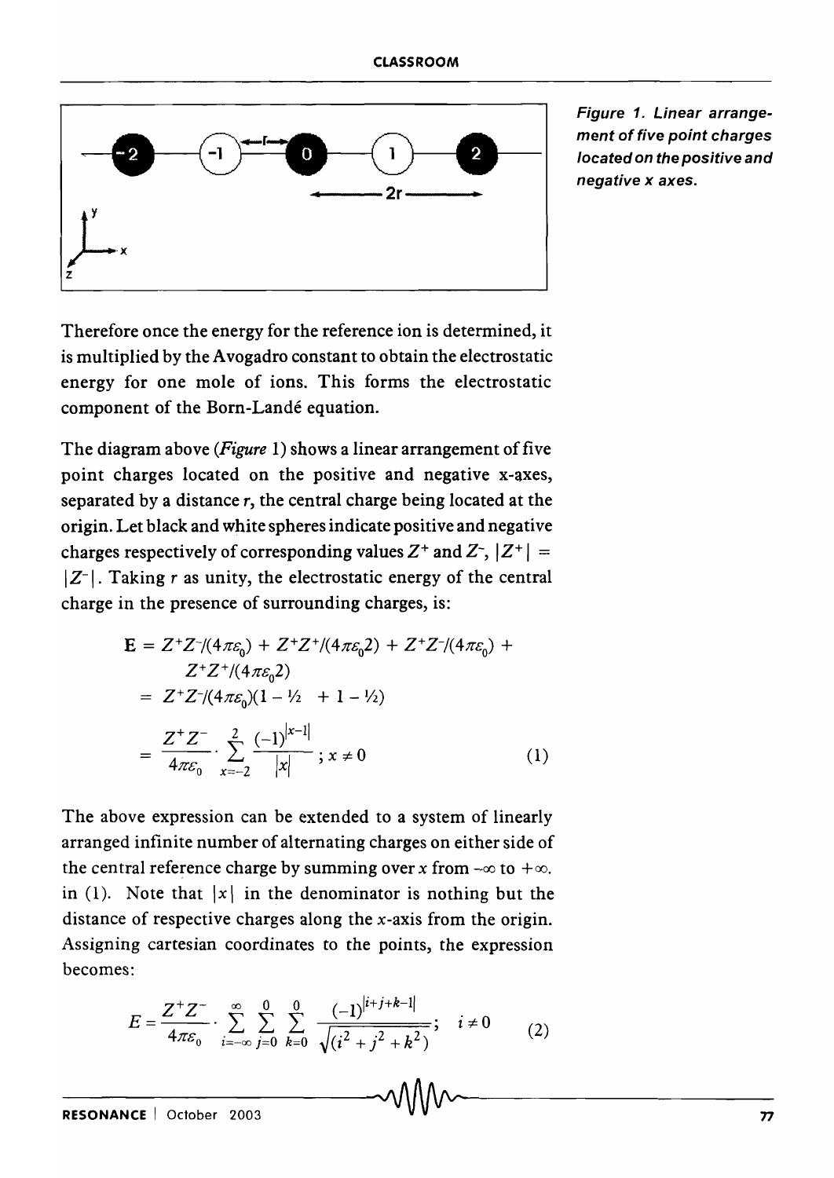Figure 1. Linear arrangement of five point charges located on the positive and negative x axes.

Therefore once the energy for the reference ion is determined, it is multiplied by the Avogadro constant to obtain the electrostatic energy for one mole of ions. This forms the electrostatic component of the Born-Landé equation.

The diagram above (*Figure* 1) shows a linear arrangement of five point charges located on the positive and negative x-axes, separated by a distance $r$, the central charge being located at the origin. Let black and white spheres indicate positive and negative charges respectively of corresponding values $Z^+$ and $Z^-$, $|Z^+| = |Z^-|$. Taking $r$ as unity, the electrostatic energy of the central charge in the presence of surrounding charges, is:

$$
\begin{aligned}
\mathbf{E} &= Z^+Z^-/(4\pi\varepsilon_0) + Z^+Z^+/(4\pi\varepsilon_0 2) + Z^+Z^-/(4\pi\varepsilon_0) + Z^+Z^+/(4\pi\varepsilon_0 2) \\
&= Z^+Z^-/(4\pi\varepsilon_0)(1 - \tfrac{1}{2} + 1 - \tfrac{1}{2}) \\
&= \frac{Z^+Z^-}{4\pi\varepsilon_0} \cdot \sum_{x=-2}^{2} \frac{(-1)^{|x-1|}}{|x|}\ ; x \neq 0 \qquad (1)
\end{aligned}
$$

The above expression can be extended to a system of linearly arranged infinite number of alternating charges on either side of the central reference charge by summing over $x$ from $-\infty$ to $+\infty$. in (1). Note that $|x|$ in the denominator is nothing but the distance of respective charges along the $x$-axis from the origin. Assigning cartesian coordinates to the points, the expression becomes:

$$
E = \frac{Z^+Z^-}{4\pi\varepsilon_0} \cdot \sum_{i=-\infty}^{\infty} \sum_{j=0}^{0} \sum_{k=0}^{0} \frac{(-1)^{|i+j+k-1|}}{\sqrt{(i^2 + j^2 + k^2)}}; \quad i \neq 0 \qquad (2)
$$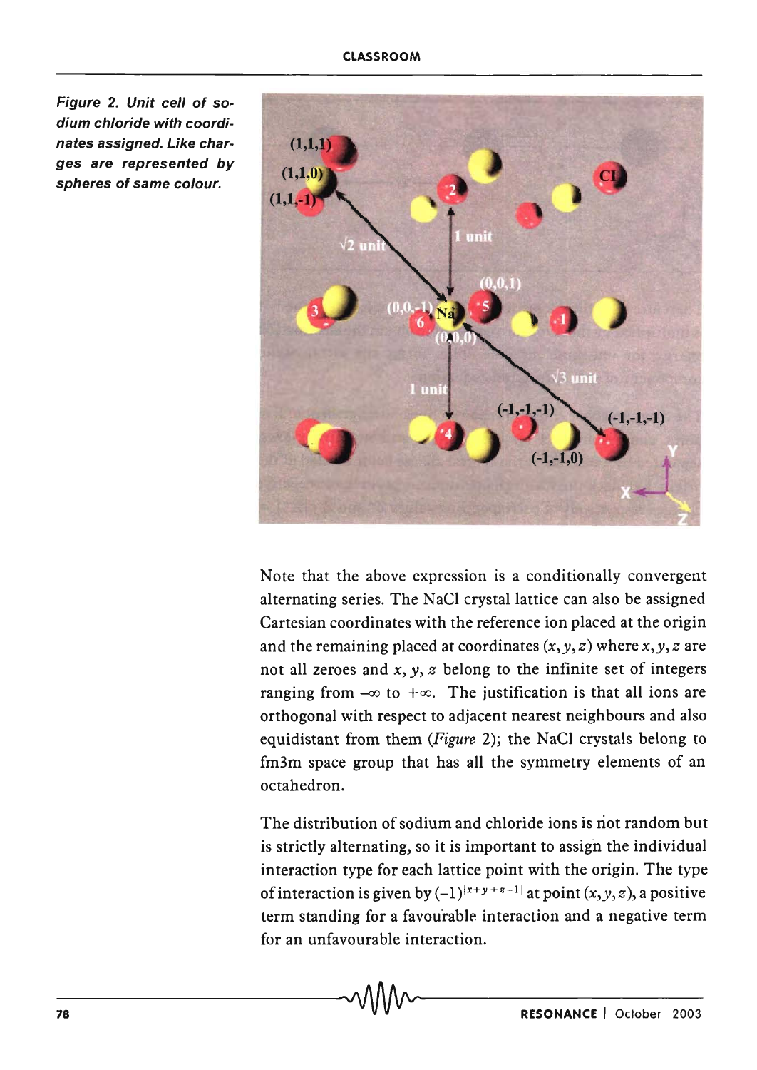*Figure 2. Unit cell of sodium chloride with coordinates assigned. Like charges are represented by spheres of same colour.*

Note that the above expression is a conditionally convergent alternating series. The NaCl crystal lattice can also be assigned Cartesian coordinates with the reference ion placed at the origin and the remaining placed at coordinates $(x, y, z)$ where $x, y, z$ are not all zeroes and $x, y, z$ belong to the infinite set of integers ranging from $-\infty$ to $+\infty$. The justification is that all ions are orthogonal with respect to adjacent nearest neighbours and also equidistant from them (*Figure* 2); the NaCl crystals belong to fm3m space group that has all the symmetry elements of an octahedron.

The distribution of sodium and chloride ions is not random but is strictly alternating, so it is important to assign the individual interaction type for each lattice point with the origin. The type of interaction is given by $(-1)^{|x+y+z-1|}$ at point $(x, y, z)$, a positive term standing for a favourable interaction and a negative term for an unfavourable interaction.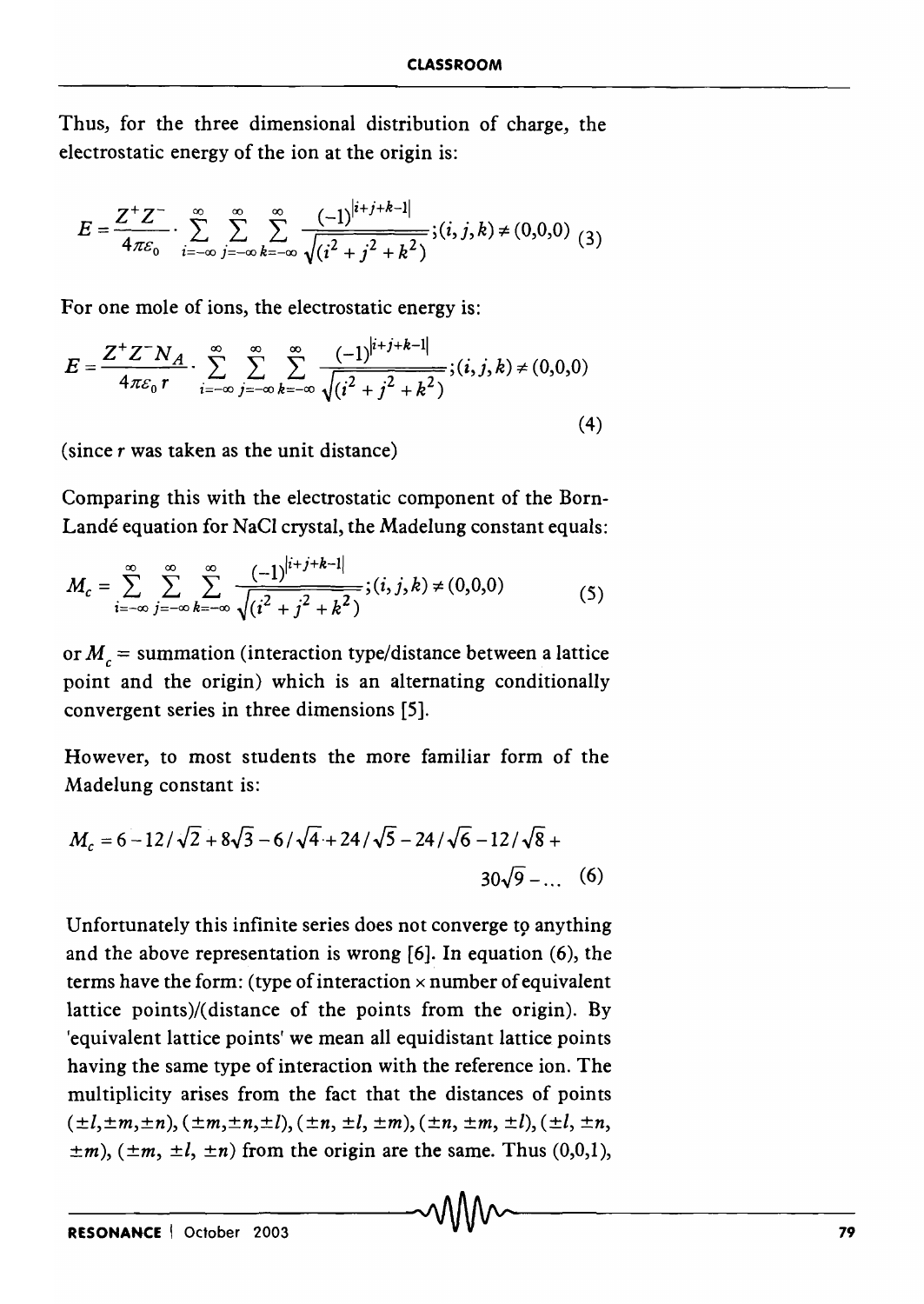Thus, for the three dimensional distribution of charge, the electrostatic energy of the ion at the origin is:

$$E = \frac{Z^+Z^-}{4\pi\varepsilon_0} \cdot \sum_{i=-\infty}^{\infty} \sum_{j=-\infty}^{\infty} \sum_{k=-\infty}^{\infty} \frac{(-1)^{|i+j+k-1|}}{\sqrt{(i^2+j^2+k^2)}}; (i,j,k) \neq (0,0,0) \quad (3)$$

For one mole of ions, the electrostatic energy is:

$$E = \frac{Z^+Z^-N_A}{4\pi\varepsilon_0 r} \cdot \sum_{i=-\infty}^{\infty} \sum_{j=-\infty}^{\infty} \sum_{k=-\infty}^{\infty} \frac{(-1)^{|i+j+k-1|}}{\sqrt{(i^2+j^2+k^2)}}; (i,j,k) \neq (0,0,0) \quad (4)$$

(since $r$ was taken as the unit distance)

Comparing this with the electrostatic component of the Born-Landé equation for NaCl crystal, the Madelung constant equals:

$$M_c = \sum_{i=-\infty}^{\infty} \sum_{j=-\infty}^{\infty} \sum_{k=-\infty}^{\infty} \frac{(-1)^{|i+j+k-1|}}{\sqrt{(i^2+j^2+k^2)}}; (i,j,k) \neq (0,0,0) \quad (5)$$

or $M_c$ = summation (interaction type/distance between a lattice point and the origin) which is an alternating conditionally convergent series in three dimensions [5].

However, to most students the more familiar form of the Madelung constant is:

$$M_c = 6 - 12/\sqrt{2} + 8\sqrt{3} - 6/\sqrt{4} + 24/\sqrt{5} - 24/\sqrt{6} - 12/\sqrt{8} + 30\sqrt{9} - \ldots \quad (6)$$

Unfortunately this infinite series does not converge to anything and the above representation is wrong [6]. In equation (6), the terms have the form: (type of interaction × number of equivalent lattice points)/(distance of the points from the origin). By 'equivalent lattice points' we mean all equidistant lattice points having the same type of interaction with the reference ion. The multiplicity arises from the fact that the distances of points $(\pm l, \pm m, \pm n)$, $(\pm m, \pm n, \pm l)$, $(\pm n, \pm l, \pm m)$, $(\pm n, \pm m, \pm l)$, $(\pm l, \pm n, \pm m)$, $(\pm m, \pm l, \pm n)$ from the origin are the same. Thus (0,0,1),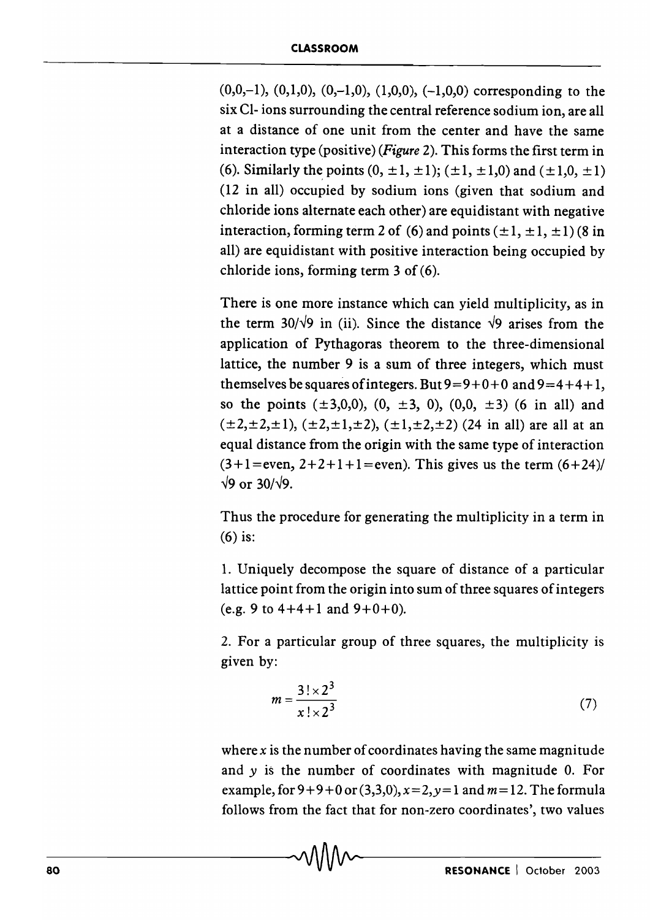(0,0,–1), (0,1,0), (0,–1,0), (1,0,0), (–1,0,0) corresponding to the six Cl- ions surrounding the central reference sodium ion, are all at a distance of one unit from the center and have the same interaction type (positive) (*Figure* 2). This forms the first term in (6). Similarly the points (0, ±1, ±1); (±1, ±1,0) and (±1,0, ±1) (12 in all) occupied by sodium ions (given that sodium and chloride ions alternate each other) are equidistant with negative interaction, forming term 2 of (6) and points (±1, ±1, ±1) (8 in all) are equidistant with positive interaction being occupied by chloride ions, forming term 3 of (6).

There is one more instance which can yield multiplicity, as in the term $30/\sqrt{9}$ in (ii). Since the distance $\sqrt{9}$ arises from the application of Pythagoras theorem to the three-dimensional lattice, the number 9 is a sum of three integers, which must themselves be squares of integers. But $9=9+0+0$ and $9=4+4+1$, so the points (±3,0,0), (0, ±3, 0), (0,0, ±3) (6 in all) and (±2,±2,±1), (±2,±1,±2), (±1,±2,±2) (24 in all) are all at an equal distance from the origin with the same type of interaction ($3+1=$even, $2+2+1+1=$even). This gives us the term $(6+24)/\sqrt{9}$ or $30/\sqrt{9}$.

Thus the procedure for generating the multiplicity in a term in (6) is:

1. Uniquely decompose the square of distance of a particular lattice point from the origin into sum of three squares of integers (e.g. 9 to 4+4+1 and 9+0+0).

2. For a particular group of three squares, the multiplicity is given by:

$$m = \frac{3! \times 2^3}{x! \times 2^3} \tag{7}$$

where $x$ is the number of coordinates having the same magnitude and $y$ is the number of coordinates with magnitude 0. For example, for $9+9+0$ or (3,3,0), $x=2$, $y=1$ and $m=12$. The formula follows from the fact that for non-zero coordinates', two values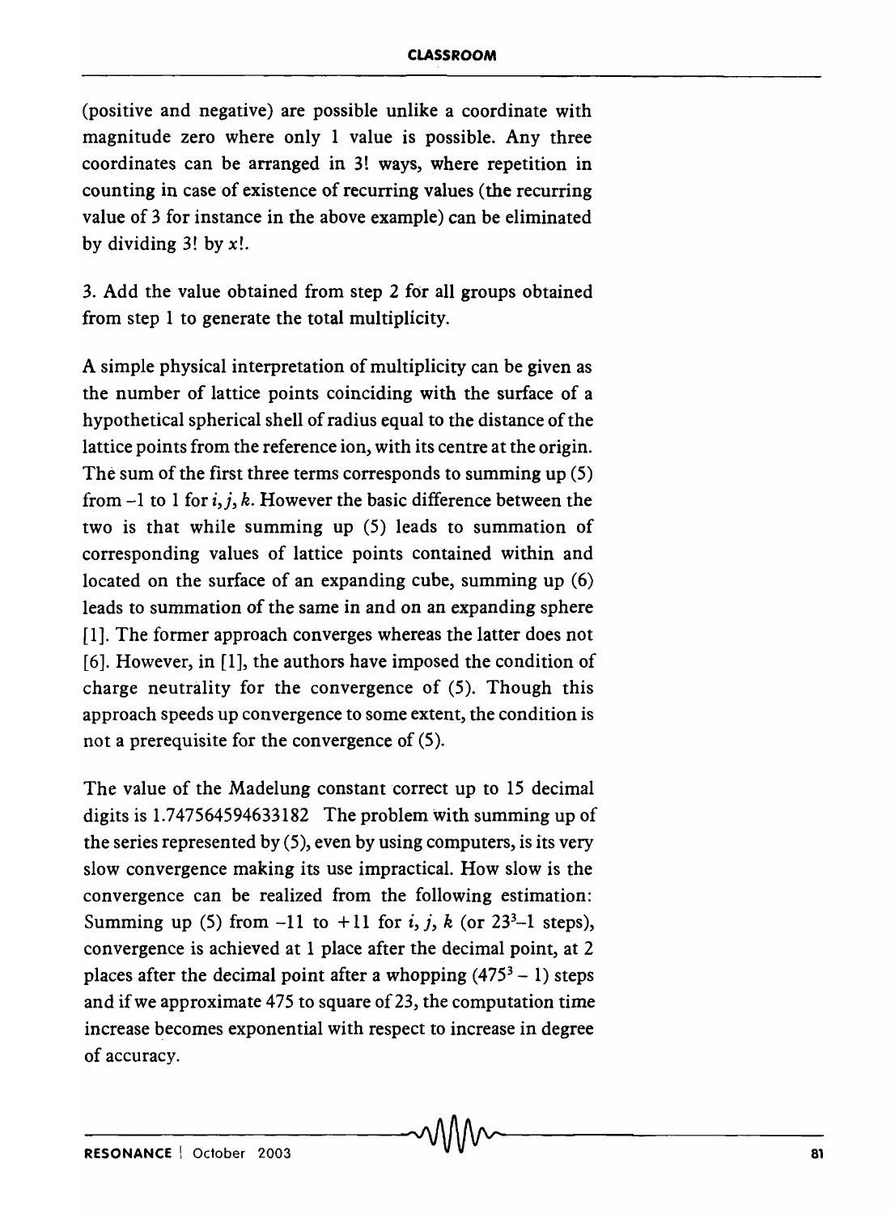(positive and negative) are possible unlike a coordinate with magnitude zero where only 1 value is possible. Any three coordinates can be arranged in 3! ways, where repetition in counting in case of existence of recurring values (the recurring value of 3 for instance in the above example) can be eliminated by dividing 3! by $x!$.

3. Add the value obtained from step 2 for all groups obtained from step 1 to generate the total multiplicity.

A simple physical interpretation of multiplicity can be given as the number of lattice points coinciding with the surface of a hypothetical spherical shell of radius equal to the distance of the lattice points from the reference ion, with its centre at the origin. The sum of the first three terms corresponds to summing up (5) from –1 to 1 for $i, j, k$. However the basic difference between the two is that while summing up (5) leads to summation of corresponding values of lattice points contained within and located on the surface of an expanding cube, summing up (6) leads to summation of the same in and on an expanding sphere [1]. The former approach converges whereas the latter does not [6]. However, in [1], the authors have imposed the condition of charge neutrality for the convergence of (5). Though this approach speeds up convergence to some extent, the condition is not a prerequisite for the convergence of (5).

The value of the Madelung constant correct up to 15 decimal digits is 1.747564594633182 The problem with summing up of the series represented by (5), even by using computers, is its very slow convergence making its use impractical. How slow is the convergence can be realized from the following estimation: Summing up (5) from –11 to +11 for $i, j, k$ (or $23^3$–1 steps), convergence is achieved at 1 place after the decimal point, at 2 places after the decimal point after a whopping $(475^3 - 1)$ steps and if we approximate 475 to square of 23, the computation time increase becomes exponential with respect to increase in degree of accuracy.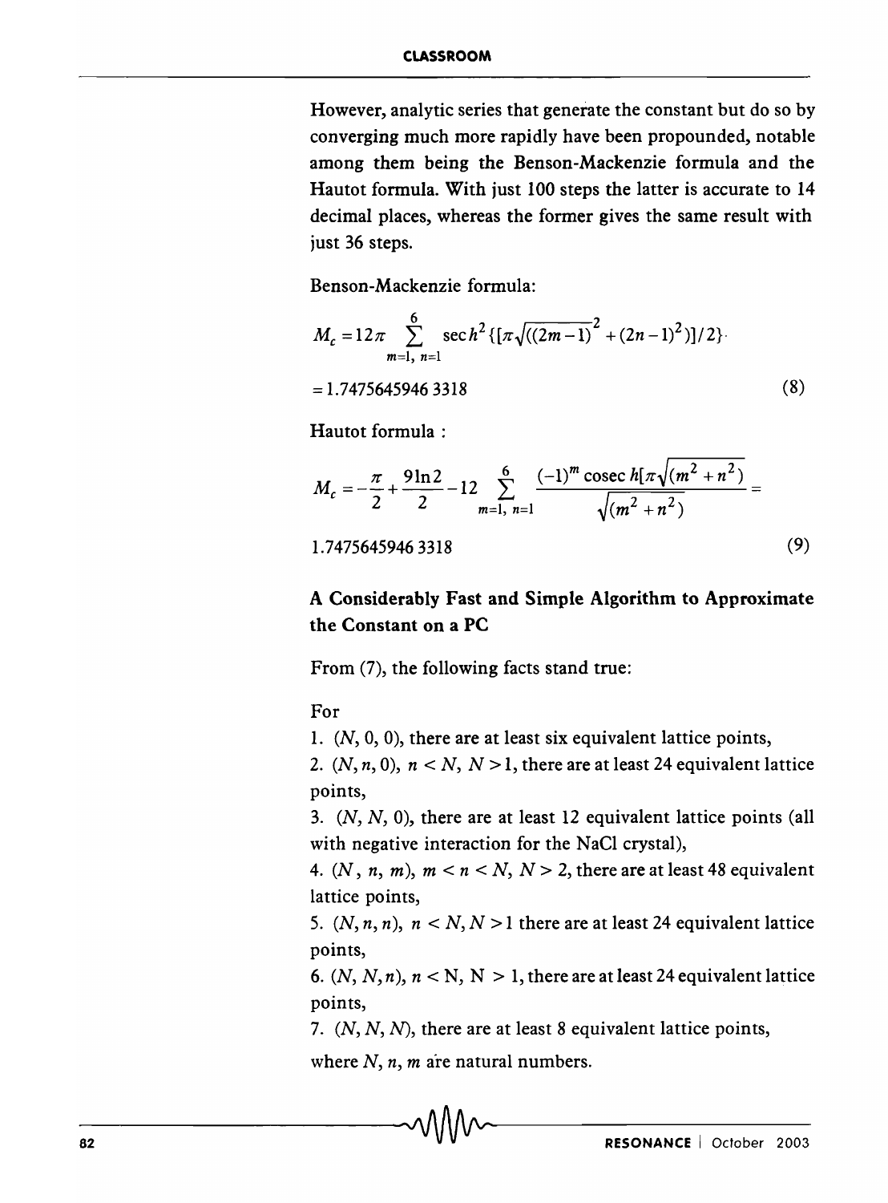However, analytic series that generate the constant but do so by converging much more rapidly have been propounded, notable among them being the Benson-Mackenzie formula and the Hautot formula. With just 100 steps the latter is accurate to 14 decimal places, whereas the former gives the same result with just 36 steps.

Benson-Mackenzie formula:

$$M_c = 12\pi \sum_{m=1,\ n=1}^{6} \operatorname{sec}h^2\{[\pi\sqrt{((2m-1)^2 + (2n-1)^2)}]/2\}\cdot$$

$$= 1.7475645946\,3318 \tag{8}$$

Hautot formula :

$$M_c = -\frac{\pi}{2} + \frac{9\ln 2}{2} - 12 \sum_{m=1,\ n=1}^{6} \frac{(-1)^m \operatorname{cosec} h[\pi\sqrt{(m^2+n^2)}]}{\sqrt{(m^2+n^2)}} =$$

$$1.7475645946\,3318 \tag{9}$$

### A Considerably Fast and Simple Algorithm to Approximate the Constant on a PC

From (7), the following facts stand true:

For

1. $(N, 0, 0)$, there are at least six equivalent lattice points,
2. $(N, n, 0)$, $n < N$, $N > 1$, there are at least 24 equivalent lattice points,
3. $(N, N, 0)$, there are at least 12 equivalent lattice points (all with negative interaction for the NaCl crystal),
4. $(N, n, m)$, $m < n < N$, $N > 2$, there are at least 48 equivalent lattice points,
5. $(N, n, n)$, $n < N, N > 1$ there are at least 24 equivalent lattice points,
6. $(N, N, n)$, $n < N$, $N > 1$, there are at least 24 equivalent lattice points,
7. $(N, N, N)$, there are at least 8 equivalent lattice points,

where $N$, $n$, $m$ are natural numbers.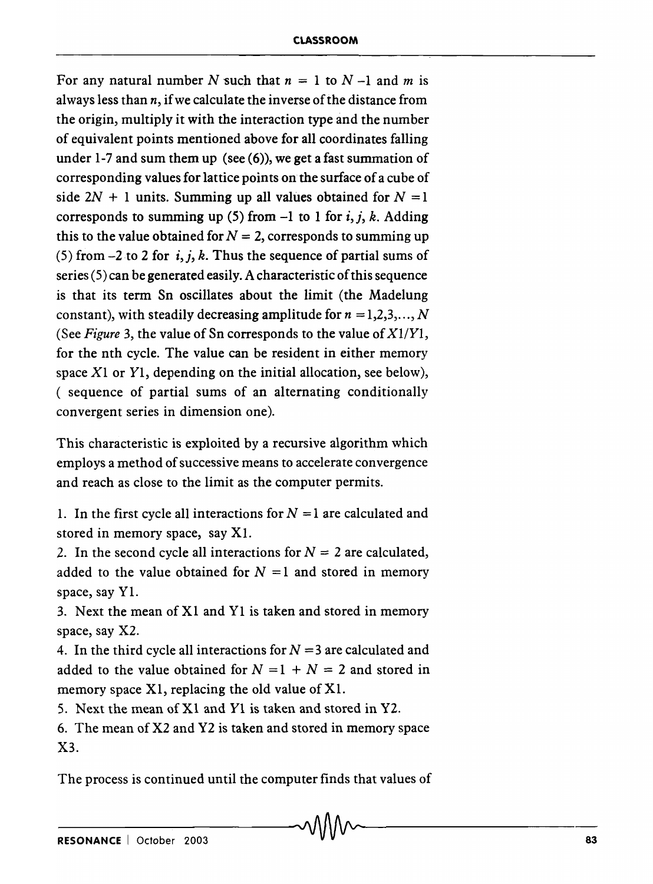For any natural number $N$ such that $n = 1$ to $N - 1$ and $m$ is always less than $n$, if we calculate the inverse of the distance from the origin, multiply it with the interaction type and the number of equivalent points mentioned above for all coordinates falling under 1-7 and sum them up (see (6)), we get a fast summation of corresponding values for lattice points on the surface of a cube of side $2N + 1$ units. Summing up all values obtained for $N = 1$ corresponds to summing up (5) from $-1$ to 1 for $i, j, k$. Adding this to the value obtained for $N = 2$, corresponds to summing up (5) from $-2$ to 2 for $i, j, k$. Thus the sequence of partial sums of series (5) can be generated easily. A characteristic of this sequence is that its term Sn oscillates about the limit (the Madelung constant), with steadily decreasing amplitude for $n = 1,2,3,\ldots, N$ (See *Figure* 3, the value of Sn corresponds to the value of $X1/Y1$, for the nth cycle. The value can be resident in either memory space $X1$ or $Y1$, depending on the initial allocation, see below), ( sequence of partial sums of an alternating conditionally convergent series in dimension one).

This characteristic is exploited by a recursive algorithm which employs a method of successive means to accelerate convergence and reach as close to the limit as the computer permits.

1. In the first cycle all interactions for $N = 1$ are calculated and stored in memory space, say X1.
2. In the second cycle all interactions for $N = 2$ are calculated, added to the value obtained for $N = 1$ and stored in memory space, say Y1.
3. Next the mean of X1 and Y1 is taken and stored in memory space, say X2.
4. In the third cycle all interactions for $N = 3$ are calculated and added to the value obtained for $N = 1 + N = 2$ and stored in memory space X1, replacing the old value of X1.
5. Next the mean of X1 and Y1 is taken and stored in Y2.
6. The mean of X2 and Y2 is taken and stored in memory space X3.

The process is continued until the computer finds that values of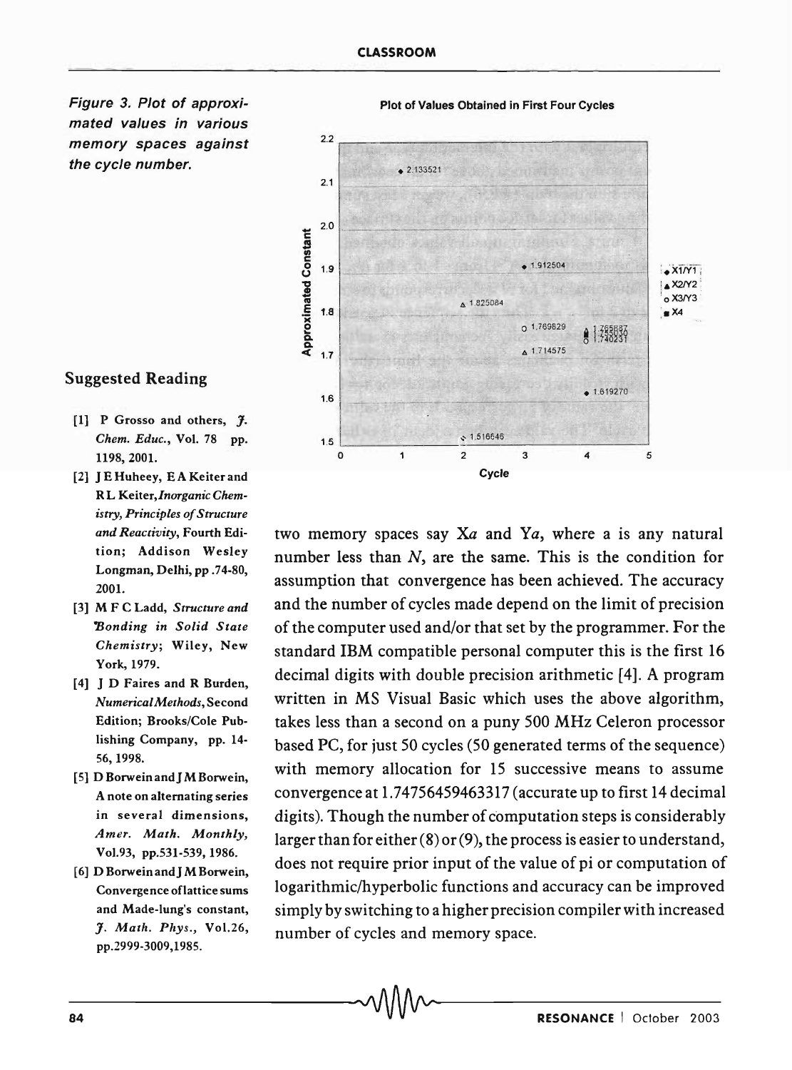Figure 3. Plot of approximated values in various memory spaces against the cycle number.

Plot of Values Obtained in First Four Cycles

2.2
2.1
2.0
1.9
1.8
1.7
1.6
1.5

Approximated Constant

0 1 2 3 4 5

Cycle

2.133521
1.912504
1.825084
1.769829
1.765887
1.755030
1.740231
1.714575
1.619270
1.516646

X1/Y1
X2/Y2
X3/Y3
X4

## Suggested Reading

[1] P Grosso and others, *J. Chem. Educ.*, Vol. 78 pp. 1198, 2001.

[2] J E Huheey, E A Keiter and R L Keiter, *Inorganic Chemistry, Principles of Structure and Reactivity*, Fourth Edition; Addison Wesley Longman, Delhi, pp.74-80, 2001.

[3] M F C Ladd, *Structure and Bonding in Solid State Chemistry*; Wiley, New York, 1979.

[4] J D Faires and R Burden, *Numerical Methods*, Second Edition; Brooks/Cole Publishing Company, pp. 14-56, 1998.

[5] D Borwein and J M Borwein, A note on alternating series in several dimensions, *Amer. Math. Monthly*, Vol.93, pp.531-539, 1986.

[6] D Borwein and J M Borwein, Convergence of lattice sums and Made-lung's constant, *J. Math. Phys.*, Vol.26, pp.2999-3009,1985.

two memory spaces say $Xa$ and $Ya$, where a is any natural number less than $N$, are the same. This is the condition for assumption that convergence has been achieved. The accuracy and the number of cycles made depend on the limit of precision of the computer used and/or that set by the programmer. For the standard IBM compatible personal computer this is the first 16 decimal digits with double precision arithmetic [4]. A program written in MS Visual Basic which uses the above algorithm, takes less than a second on a puny 500 MHz Celeron processor based PC, for just 50 cycles (50 generated terms of the sequence) with memory allocation for 15 successive means to assume convergence at 1.74756459463317 (accurate up to first 14 decimal digits). Though the number of computation steps is considerably larger than for either (8) or (9), the process is easier to understand, does not require prior input of the value of pi or computation of logarithmic/hyperbolic functions and accuracy can be improved simply by switching to a higher precision compiler with increased number of cycles and memory space.